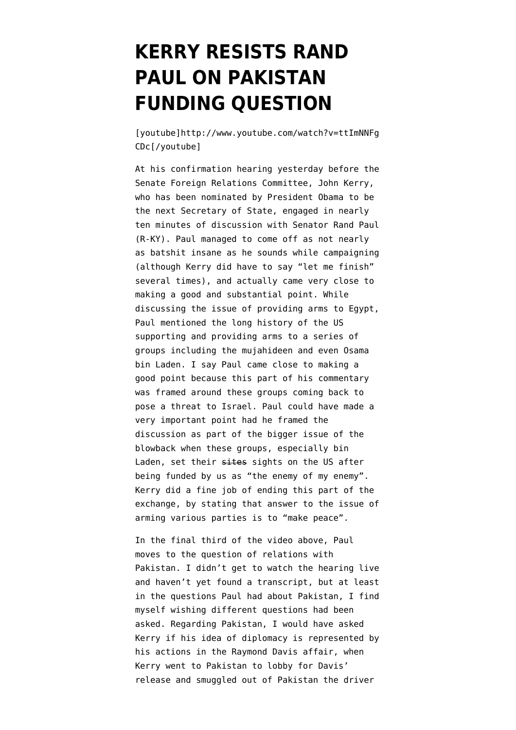# KERRY RESISTS RAND PAUL ON PAKISTAN FUNDING QUESTION

[youtube]http://www.youtube.com/watch?v=ttImNNFgCDc[/youtube]

At his confirmation hearing yesterday before the Senate Foreign Relations Committee, John Kerry, who has been nominated by President Obama to be the next Secretary of State, engaged in nearly ten minutes of discussion with Senator Rand Paul (R-KY). Paul managed to come off as not nearly as batshit insane as he sounds while campaigning (although Kerry did have to say "let me finish" several times), and actually came very close to making a good and substantial point. While discussing the issue of providing arms to Egypt, Paul mentioned the long history of the US supporting and providing arms to a series of groups including the mujahideen and even Osama bin Laden. I say Paul came close to making a good point because this part of his commentary was framed around these groups coming back to pose a threat to Israel. Paul could have made a very important point had he framed the discussion as part of the bigger issue of the blowback when these groups, especially bin Laden, set their ~~sites~~ sights on the US after being funded by us as "the enemy of my enemy". Kerry did a fine job of ending this part of the exchange, by stating that answer to the issue of arming various parties is to "make peace".

In the final third of the video above, Paul moves to the question of relations with Pakistan. I didn't get to watch the hearing live and haven't yet found a transcript, but at least in the questions Paul had about Pakistan, I find myself wishing different questions had been asked. Regarding Pakistan, I would have asked Kerry if his idea of diplomacy is represented by his actions in the Raymond Davis affair, when Kerry went to Pakistan to lobby for Davis' release and smuggled out of Pakistan the driver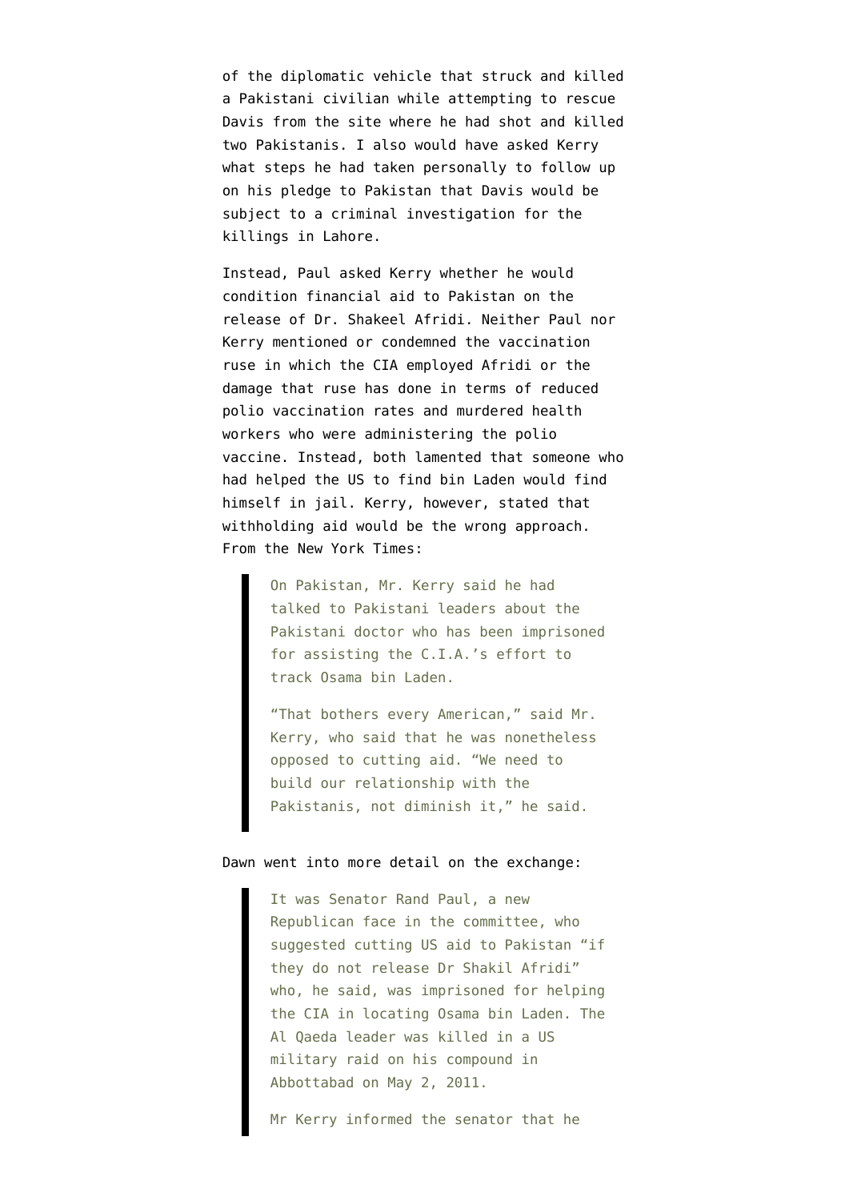of the diplomatic vehicle that struck and killed a Pakistani civilian while attempting to rescue Davis from the site where he had shot and killed two Pakistanis. I also would have asked Kerry what steps he had taken personally to follow up on his pledge to Pakistan that Davis would be subject to a criminal investigation for the killings in Lahore.

Instead, Paul asked Kerry whether he would condition financial aid to Pakistan on the release of Dr. Shakeel Afridi. Neither Paul nor Kerry mentioned or condemned the vaccination ruse in which the CIA employed Afridi or the damage that ruse has done in terms of reduced polio vaccination rates and murdered health workers who were administering the polio vaccine. Instead, both lamented that someone who had helped the US to find bin Laden would find himself in jail. Kerry, however, stated that withholding aid would be the wrong approach. From the New York Times:

> On Pakistan, Mr. Kerry said he had talked to Pakistani leaders about the Pakistani doctor who has been imprisoned for assisting the C.I.A.'s effort to track Osama bin Laden.
>
> "That bothers every American," said Mr. Kerry, who said that he was nonetheless opposed to cutting aid. "We need to build our relationship with the Pakistanis, not diminish it," he said.

Dawn went into more detail on the exchange:

> It was Senator Rand Paul, a new Republican face in the committee, who suggested cutting US aid to Pakistan "if they do not release Dr Shakil Afridi" who, he said, was imprisoned for helping the CIA in locating Osama bin Laden. The Al Qaeda leader was killed in a US military raid on his compound in Abbottabad on May 2, 2011.
>
> Mr Kerry informed the senator that he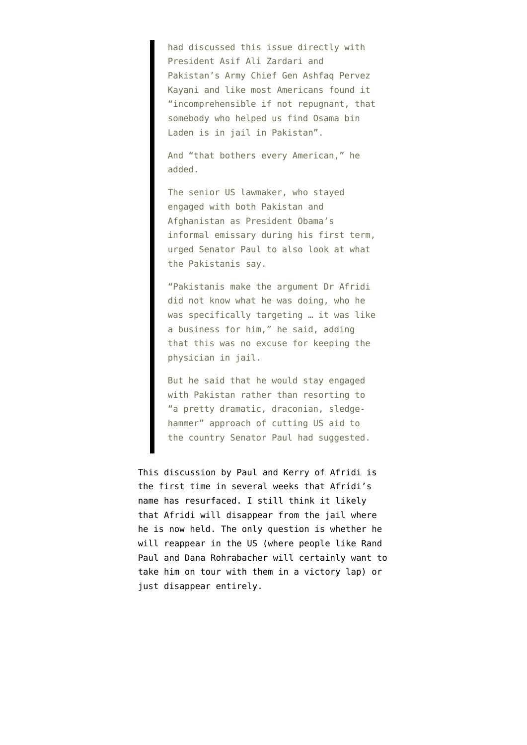> had discussed this issue directly with President Asif Ali Zardari and Pakistan's Army Chief Gen Ashfaq Pervez Kayani and like most Americans found it "incomprehensible if not repugnant, that somebody who helped us find Osama bin Laden is in jail in Pakistan".
>
> And "that bothers every American," he added.
>
> The senior US lawmaker, who stayed engaged with both Pakistan and Afghanistan as President Obama's informal emissary during his first term, urged Senator Paul to also look at what the Pakistanis say.
>
> "Pakistanis make the argument Dr Afridi did not know what he was doing, who he was specifically targeting … it was like a business for him," he said, adding that this was no excuse for keeping the physician in jail.
>
> But he said that he would stay engaged with Pakistan rather than resorting to "a pretty dramatic, draconian, sledge-hammer" approach of cutting US aid to the country Senator Paul had suggested.

This discussion by Paul and Kerry of Afridi is the first time in several weeks that Afridi's name has resurfaced. I still think it likely that Afridi will disappear from the jail where he is now held. The only question is whether he will reappear in the US (where people like Rand Paul and Dana Rohrabacher will certainly want to take him on tour with them in a victory lap) or just disappear entirely.